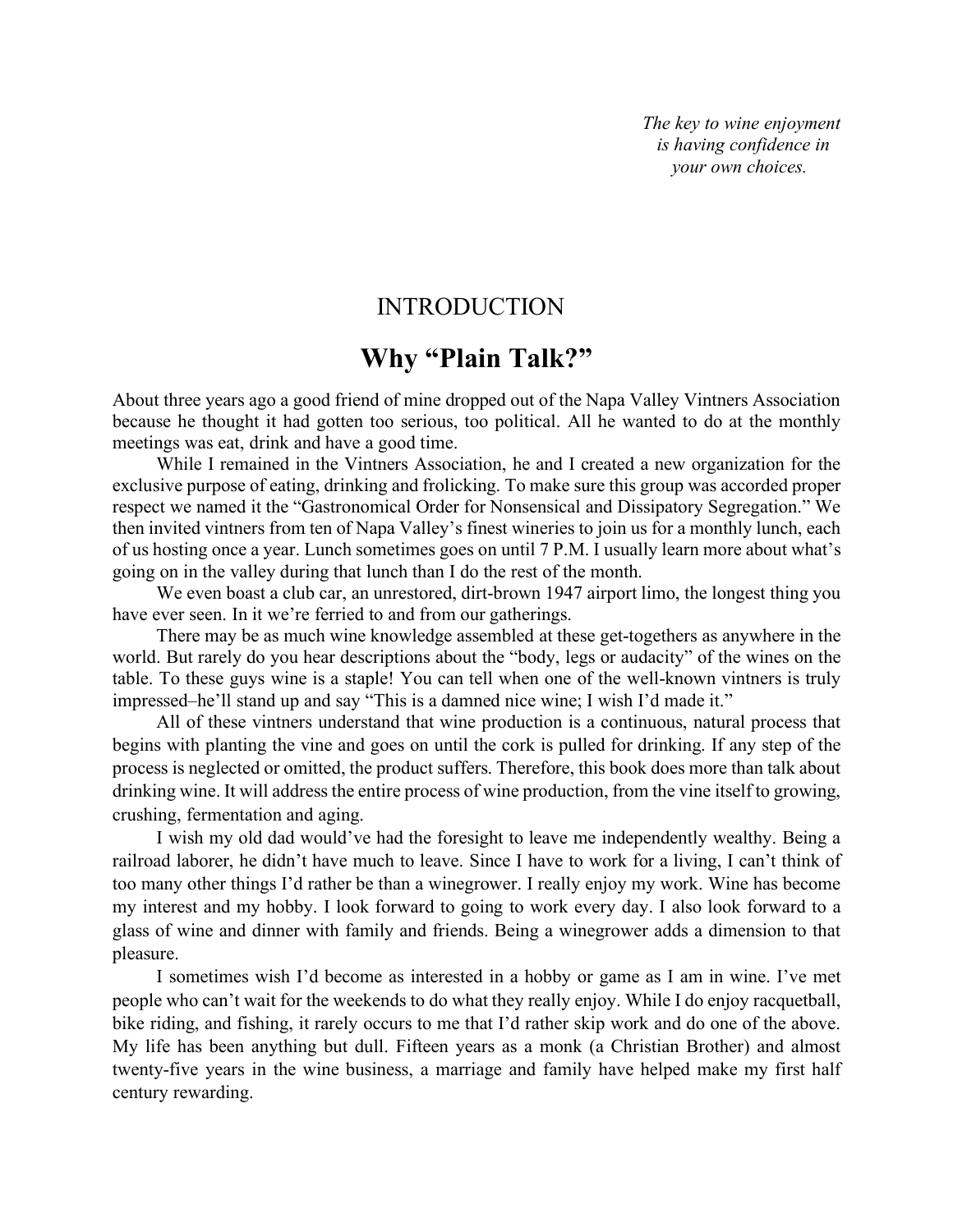*The key to wine enjoyment is having confidence in your own choices.*

## INTRODUCTION

# Why "Plain Talk?"

About three years ago a good friend of mine dropped out of the Napa Valley Vintners Association because he thought it had gotten too serious, too political. All he wanted to do at the monthly meetings was eat, drink and have a good time.

While I remained in the Vintners Association, he and I created a new organization for the exclusive purpose of eating, drinking and frolicking. To make sure this group was accorded proper respect we named it the "Gastronomical Order for Nonsensical and Dissipatory Segregation." We then invited vintners from ten of Napa Valley's finest wineries to join us for a monthly lunch, each of us hosting once a year. Lunch sometimes goes on until 7 P.M. I usually learn more about what's going on in the valley during that lunch than I do the rest of the month.

We even boast a club car, an unrestored, dirt-brown 1947 airport limo, the longest thing you have ever seen. In it we're ferried to and from our gatherings.

There may be as much wine knowledge assembled at these get-togethers as anywhere in the world. But rarely do you hear descriptions about the "body, legs or audacity" of the wines on the table. To these guys wine is a staple! You can tell when one of the well-known vintners is truly impressed–he'll stand up and say "This is a damned nice wine; I wish I'd made it."

All of these vintners understand that wine production is a continuous, natural process that begins with planting the vine and goes on until the cork is pulled for drinking. If any step of the process is neglected or omitted, the product suffers. Therefore, this book does more than talk about drinking wine. It will address the entire process of wine production, from the vine itself to growing, crushing, fermentation and aging.

I wish my old dad would've had the foresight to leave me independently wealthy. Being a railroad laborer, he didn't have much to leave. Since I have to work for a living, I can't think of too many other things I'd rather be than a winegrower. I really enjoy my work. Wine has become my interest and my hobby. I look forward to going to work every day. I also look forward to a glass of wine and dinner with family and friends. Being a winegrower adds a dimension to that pleasure.

I sometimes wish I'd become as interested in a hobby or game as I am in wine. I've met people who can't wait for the weekends to do what they really enjoy. While I do enjoy racquetball, bike riding, and fishing, it rarely occurs to me that I'd rather skip work and do one of the above. My life has been anything but dull. Fifteen years as a monk (a Christian Brother) and almost twenty-five years in the wine business, a marriage and family have helped make my first half century rewarding.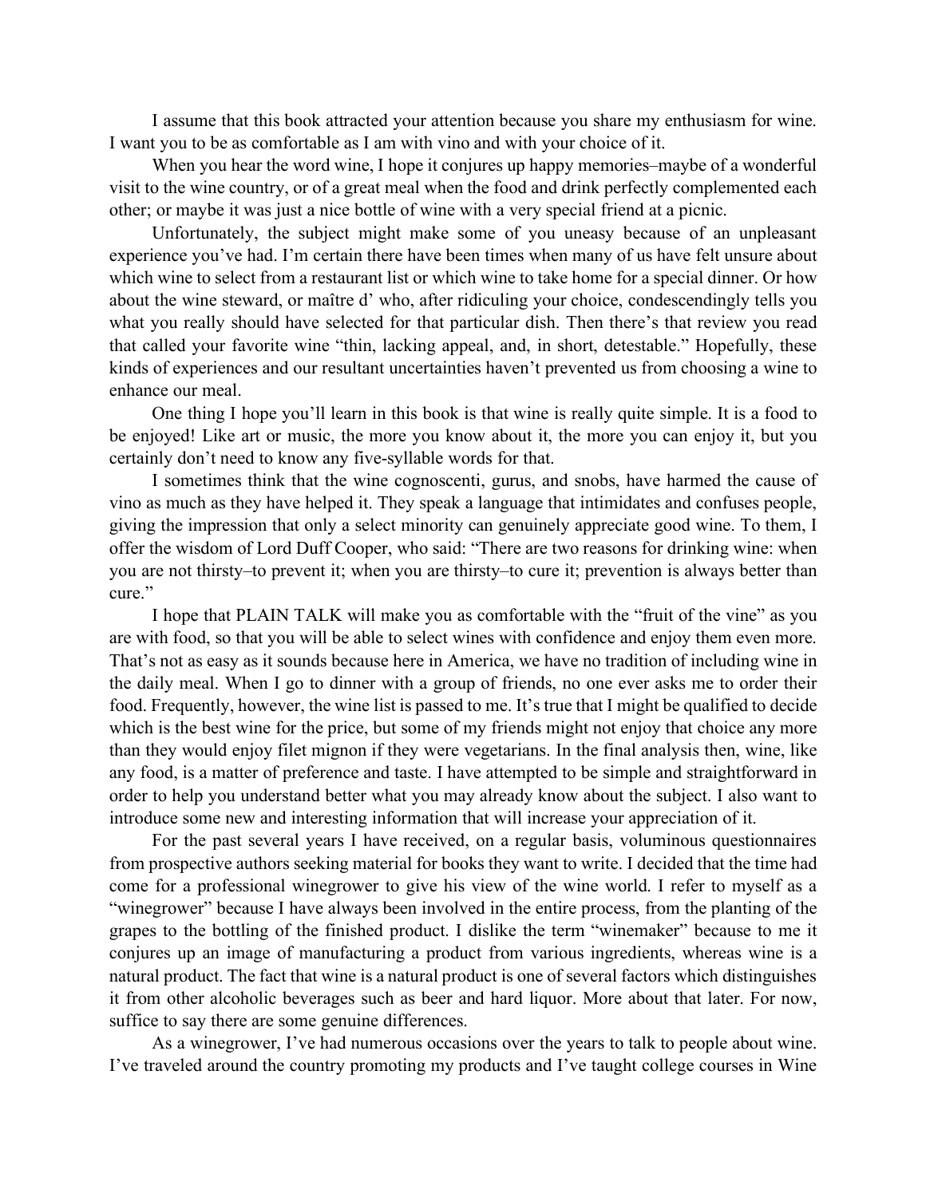I assume that this book attracted your attention because you share my enthusiasm for wine. I want you to be as comfortable as I am with vino and with your choice of it.

When you hear the word wine, I hope it conjures up happy memories–maybe of a wonderful visit to the wine country, or of a great meal when the food and drink perfectly complemented each other; or maybe it was just a nice bottle of wine with a very special friend at a picnic.

Unfortunately, the subject might make some of you uneasy because of an unpleasant experience you've had. I'm certain there have been times when many of us have felt unsure about which wine to select from a restaurant list or which wine to take home for a special dinner. Or how about the wine steward, or maître d' who, after ridiculing your choice, condescendingly tells you what you really should have selected for that particular dish. Then there's that review you read that called your favorite wine "thin, lacking appeal, and, in short, detestable." Hopefully, these kinds of experiences and our resultant uncertainties haven't prevented us from choosing a wine to enhance our meal.

One thing I hope you'll learn in this book is that wine is really quite simple. It is a food to be enjoyed! Like art or music, the more you know about it, the more you can enjoy it, but you certainly don't need to know any five-syllable words for that.

I sometimes think that the wine cognoscenti, gurus, and snobs, have harmed the cause of vino as much as they have helped it. They speak a language that intimidates and confuses people, giving the impression that only a select minority can genuinely appreciate good wine. To them, I offer the wisdom of Lord Duff Cooper, who said: "There are two reasons for drinking wine: when you are not thirsty–to prevent it; when you are thirsty–to cure it; prevention is always better than cure."

I hope that PLAIN TALK will make you as comfortable with the "fruit of the vine" as you are with food, so that you will be able to select wines with confidence and enjoy them even more. That's not as easy as it sounds because here in America, we have no tradition of including wine in the daily meal. When I go to dinner with a group of friends, no one ever asks me to order their food. Frequently, however, the wine list is passed to me. It's true that I might be qualified to decide which is the best wine for the price, but some of my friends might not enjoy that choice any more than they would enjoy filet mignon if they were vegetarians. In the final analysis then, wine, like any food, is a matter of preference and taste. I have attempted to be simple and straightforward in order to help you understand better what you may already know about the subject. I also want to introduce some new and interesting information that will increase your appreciation of it.

For the past several years I have received, on a regular basis, voluminous questionnaires from prospective authors seeking material for books they want to write. I decided that the time had come for a professional winegrower to give his view of the wine world. I refer to myself as a "winegrower" because I have always been involved in the entire process, from the planting of the grapes to the bottling of the finished product. I dislike the term "winemaker" because to me it conjures up an image of manufacturing a product from various ingredients, whereas wine is a natural product. The fact that wine is a natural product is one of several factors which distinguishes it from other alcoholic beverages such as beer and hard liquor. More about that later. For now, suffice to say there are some genuine differences.

As a winegrower, I've had numerous occasions over the years to talk to people about wine. I've traveled around the country promoting my products and I've taught college courses in Wine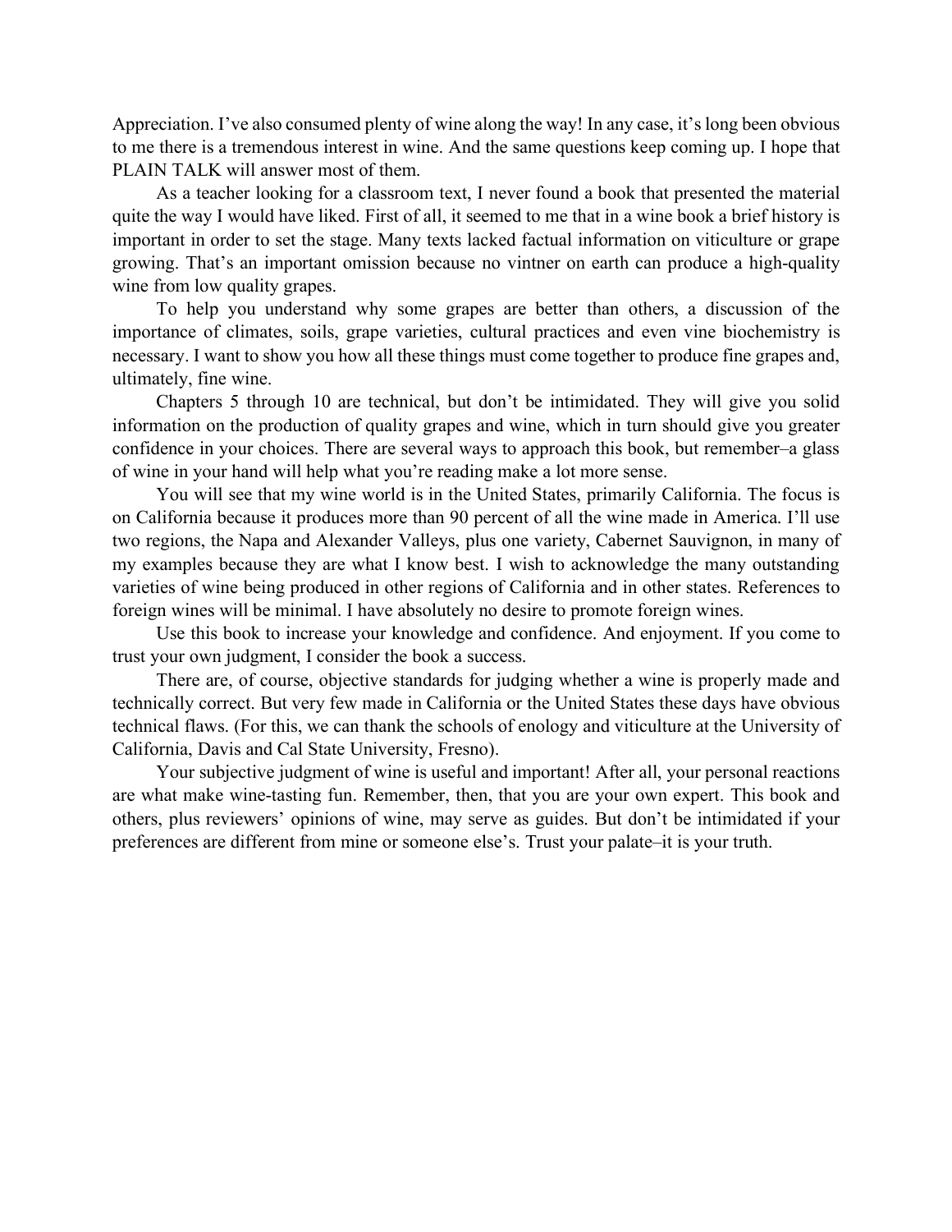Appreciation. I've also consumed plenty of wine along the way! In any case, it's long been obvious to me there is a tremendous interest in wine. And the same questions keep coming up. I hope that PLAIN TALK will answer most of them.

As a teacher looking for a classroom text, I never found a book that presented the material quite the way I would have liked. First of all, it seemed to me that in a wine book a brief history is important in order to set the stage. Many texts lacked factual information on viticulture or grape growing. That's an important omission because no vintner on earth can produce a high-quality wine from low quality grapes.

To help you understand why some grapes are better than others, a discussion of the importance of climates, soils, grape varieties, cultural practices and even vine biochemistry is necessary. I want to show you how all these things must come together to produce fine grapes and, ultimately, fine wine.

Chapters 5 through 10 are technical, but don't be intimidated. They will give you solid information on the production of quality grapes and wine, which in turn should give you greater confidence in your choices. There are several ways to approach this book, but remember–a glass of wine in your hand will help what you're reading make a lot more sense.

You will see that my wine world is in the United States, primarily California. The focus is on California because it produces more than 90 percent of all the wine made in America. I'll use two regions, the Napa and Alexander Valleys, plus one variety, Cabernet Sauvignon, in many of my examples because they are what I know best. I wish to acknowledge the many outstanding varieties of wine being produced in other regions of California and in other states. References to foreign wines will be minimal. I have absolutely no desire to promote foreign wines.

Use this book to increase your knowledge and confidence. And enjoyment. If you come to trust your own judgment, I consider the book a success.

There are, of course, objective standards for judging whether a wine is properly made and technically correct. But very few made in California or the United States these days have obvious technical flaws. (For this, we can thank the schools of enology and viticulture at the University of California, Davis and Cal State University, Fresno).

Your subjective judgment of wine is useful and important! After all, your personal reactions are what make wine-tasting fun. Remember, then, that you are your own expert. This book and others, plus reviewers' opinions of wine, may serve as guides. But don't be intimidated if your preferences are different from mine or someone else's. Trust your palate–it is your truth.